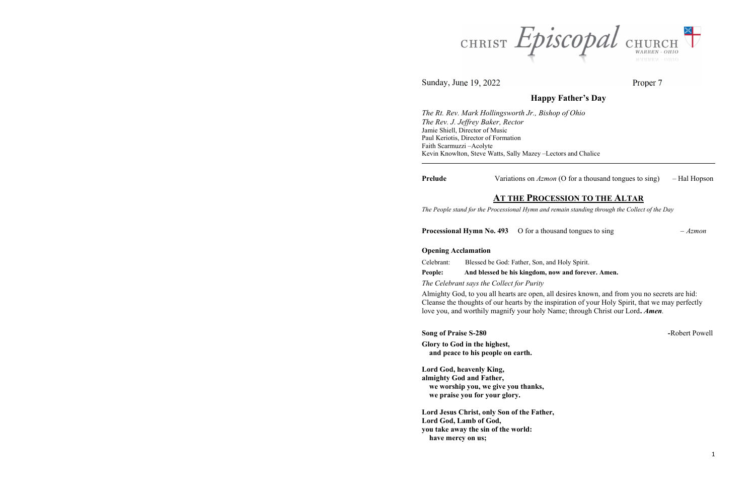CHRIST *Episcopal* CHURCH
WARREN - OHIO

Sunday, June 19, 2022 Proper 7

**Happy Father's Day**

*The Rt. Rev. Mark Hollingsworth Jr., Bishop of Ohio*
*The Rev. J. Jeffrey Baker, Rector*
Jamie Shiell, Director of Music
Paul Keriotis, Director of Formation
Faith Scarmuzzi –Acolyte
Kevin Knowlton, Steve Watts, Sally Mazey –Lectors and Chalice

---

**Prelude** Variations on *Azmon* (O for a thousand tongues to sing) – Hal Hopson

## AT THE PROCESSION TO THE ALTAR

*The People stand for the Processional Hymn and remain standing through the Collect of the Day*

**Processional Hymn No. 493** O for a thousand tongues to sing – *Azmon*

**Opening Acclamation**

Celebrant: Blessed be God: Father, Son, and Holy Spirit.
**People: And blessed be his kingdom, now and forever. Amen.**

*The Celebrant says the Collect for Purity*

Almighty God, to you all hearts are open, all desires known, and from you no secrets are hid: Cleanse the thoughts of our hearts by the inspiration of your Holy Spirit, that we may perfectly love you, and worthily magnify your holy Name; through Christ our Lord**.** ***Amen****.*

**Song of Praise S-280** **-**Robert Powell

**Glory to God in the highest,**
**and peace to his people on earth.**

**Lord God, heavenly King,**
**almighty God and Father,**
**we worship you, we give you thanks,**
**we praise you for your glory.**

**Lord Jesus Christ, only Son of the Father,**
**Lord God, Lamb of God,**
**you take away the sin of the world:**
**have mercy on us;**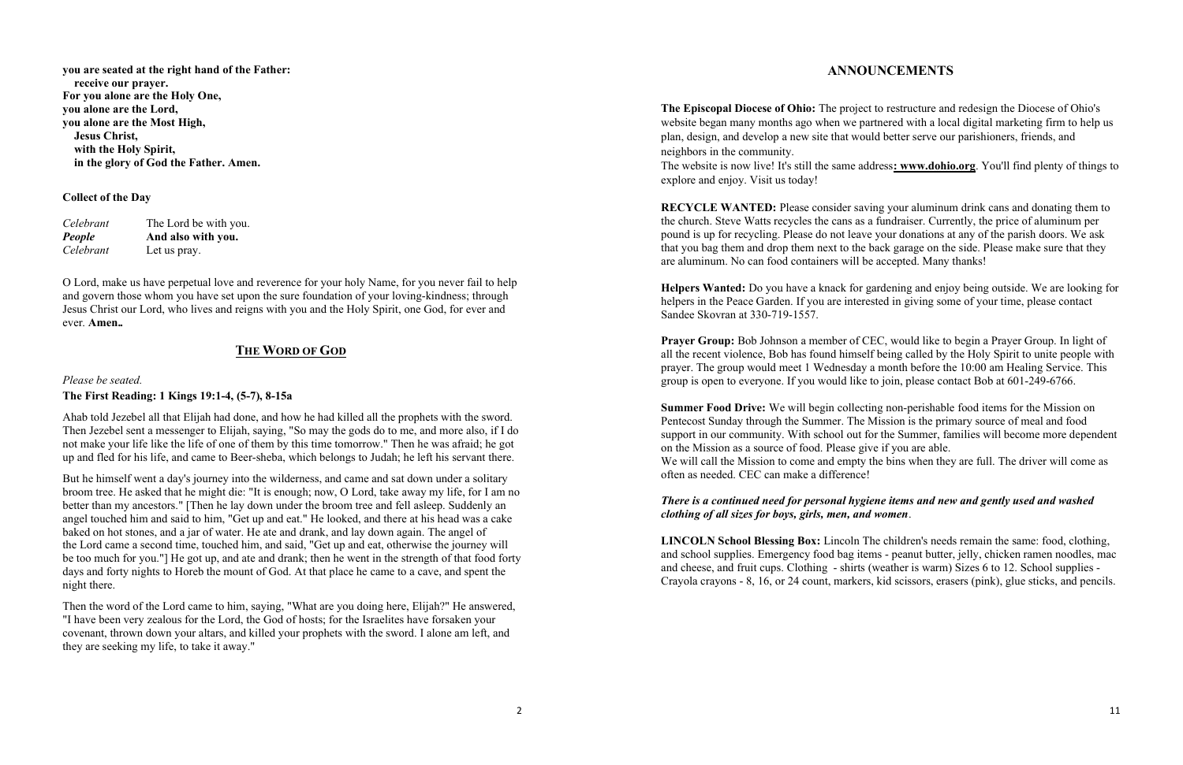**you are seated at the right hand of the Father:**
**receive our prayer.**
**For you alone are the Holy One,**
**you alone are the Lord,**
**you alone are the Most High,**
**Jesus Christ,**
**with the Holy Spirit,**
**in the glory of God the Father. Amen.**

**Collect of the Day**

| | |
|---|---|
| *Celebrant* | The Lord be with you. |
| ***People*** | **And also with you.** |
| *Celebrant* | Let us pray. |

O Lord, make us have perpetual love and reverence for your holy Name, for you never fail to help and govern those whom you have set upon the sure foundation of your loving-kindness; through Jesus Christ our Lord, who lives and reigns with you and the Holy Spirit, one God, for ever and ever. **Amen..**

## THE WORD OF GOD

*Please be seated.*

**The First Reading: 1 Kings 19:1-4, (5-7), 8-15a**

Ahab told Jezebel all that Elijah had done, and how he had killed all the prophets with the sword. Then Jezebel sent a messenger to Elijah, saying, "So may the gods do to me, and more also, if I do not make your life like the life of one of them by this time tomorrow." Then he was afraid; he got up and fled for his life, and came to Beer-sheba, which belongs to Judah; he left his servant there.

But he himself went a day's journey into the wilderness, and came and sat down under a solitary broom tree. He asked that he might die: "It is enough; now, O Lord, take away my life, for I am no better than my ancestors." [Then he lay down under the broom tree and fell asleep. Suddenly an angel touched him and said to him, "Get up and eat." He looked, and there at his head was a cake baked on hot stones, and a jar of water. He ate and drank, and lay down again. The angel of the Lord came a second time, touched him, and said, "Get up and eat, otherwise the journey will be too much for you."] He got up, and ate and drank; then he went in the strength of that food forty days and forty nights to Horeb the mount of God. At that place he came to a cave, and spent the night there.

Then the word of the Lord came to him, saying, "What are you doing here, Elijah?" He answered, "I have been very zealous for the Lord, the God of hosts; for the Israelites have forsaken your covenant, thrown down your altars, and killed your prophets with the sword. I alone am left, and they are seeking my life, to take it away."

## ANNOUNCEMENTS

**The Episcopal Diocese of Ohio:** The project to restructure and redesign the Diocese of Ohio's website began many months ago when we partnered with a local digital marketing firm to help us plan, design, and develop a new site that would better serve our parishioners, friends, and neighbors in the community.
The website is now live! It's still the same address**: www.dohio.org**. You'll find plenty of things to explore and enjoy. Visit us today!

**RECYCLE WANTED:** Please consider saving your aluminum drink cans and donating them to the church. Steve Watts recycles the cans as a fundraiser. Currently, the price of aluminum per pound is up for recycling. Please do not leave your donations at any of the parish doors. We ask that you bag them and drop them next to the back garage on the side. Please make sure that they are aluminum. No can food containers will be accepted. Many thanks!

**Helpers Wanted:** Do you have a knack for gardening and enjoy being outside. We are looking for helpers in the Peace Garden. If you are interested in giving some of your time, please contact Sandee Skovran at 330-719-1557.

**Prayer Group:** Bob Johnson a member of CEC, would like to begin a Prayer Group. In light of all the recent violence, Bob has found himself being called by the Holy Spirit to unite people with prayer. The group would meet 1 Wednesday a month before the 10:00 am Healing Service. This group is open to everyone. If you would like to join, please contact Bob at 601-249-6766.

**Summer Food Drive:** We will begin collecting non-perishable food items for the Mission on Pentecost Sunday through the Summer. The Mission is the primary source of meal and food support in our community. With school out for the Summer, families will become more dependent on the Mission as a source of food. Please give if you are able.
We will call the Mission to come and empty the bins when they are full. The driver will come as often as needed. CEC can make a difference!

***There is a continued need for personal hygiene items and new and gently used and washed clothing of all sizes for boys, girls, men, and women***.

**LINCOLN School Blessing Box:** Lincoln The children's needs remain the same: food, clothing, and school supplies. Emergency food bag items - peanut butter, jelly, chicken ramen noodles, mac and cheese, and fruit cups. Clothing - shirts (weather is warm) Sizes 6 to 12. School supplies - Crayola crayons - 8, 16, or 24 count, markers, kid scissors, erasers (pink), glue sticks, and pencils.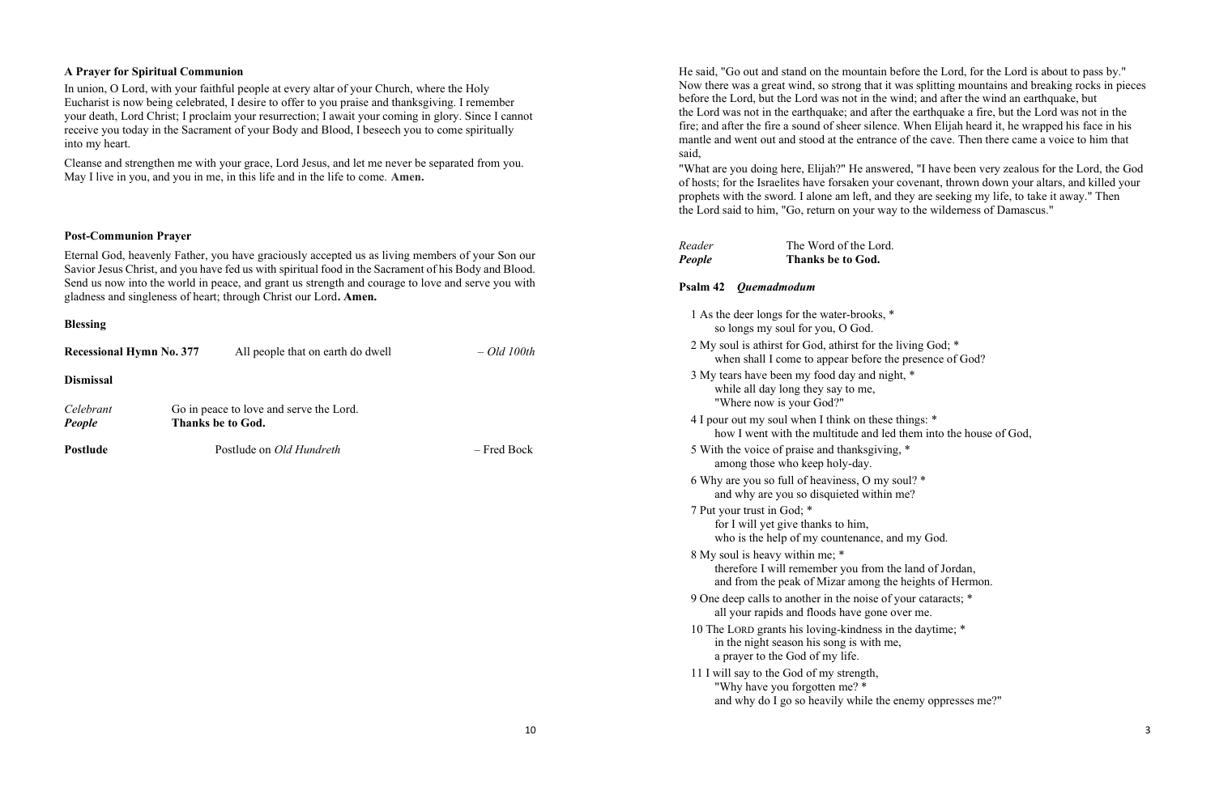### A Prayer for Spiritual Communion

In union, O Lord, with your faithful people at every altar of your Church, where the Holy Eucharist is now being celebrated, I desire to offer to you praise and thanksgiving. I remember your death, Lord Christ; I proclaim your resurrection; I await your coming in glory. Since I cannot receive you today in the Sacrament of your Body and Blood, I beseech you to come spiritually into my heart.

Cleanse and strengthen me with your grace, Lord Jesus, and let me never be separated from you. May I live in you, and you in me, in this life and in the life to come. **Amen.**

### Post-Communion Prayer

Eternal God, heavenly Father, you have graciously accepted us as living members of your Son our Savior Jesus Christ, and you have fed us with spiritual food in the Sacrament of his Body and Blood. Send us now into the world in peace, and grant us strength and courage to love and serve you with gladness and singleness of heart; through Christ our Lord**. Amen.**

### Blessing

**Recessional Hymn No. 377** All people that on earth do dwell *– Old 100th*

### Dismissal

*Celebrant* Go in peace to love and serve the Lord.
***People*** **Thanks be to God.**

**Postlude** Postlude on *Old Hundreth* – Fred Bock

He said, "Go out and stand on the mountain before the Lord, for the Lord is about to pass by." Now there was a great wind, so strong that it was splitting mountains and breaking rocks in pieces before the Lord, but the Lord was not in the wind; and after the wind an earthquake, but the Lord was not in the earthquake; and after the earthquake a fire, but the Lord was not in the fire; and after the fire a sound of sheer silence. When Elijah heard it, he wrapped his face in his mantle and went out and stood at the entrance of the cave. Then there came a voice to him that said,
"What are you doing here, Elijah?" He answered, "I have been very zealous for the Lord, the God of hosts; for the Israelites have forsaken your covenant, thrown down your altars, and killed your prophets with the sword. I alone am left, and they are seeking my life, to take it away." Then the Lord said to him, "Go, return on your way to the wilderness of Damascus."

*Reader* The Word of the Lord.
***People*** **Thanks be to God.**

### Psalm 42 *Quemadmodum*

1 As the deer longs for the water-brooks, *
so longs my soul for you, O God.

2 My soul is athirst for God, athirst for the living God; *
when shall I come to appear before the presence of God?

3 My tears have been my food day and night, *
while all day long they say to me,
"Where now is your God?"

4 I pour out my soul when I think on these things: *
how I went with the multitude and led them into the house of God,

5 With the voice of praise and thanksgiving, *
among those who keep holy-day.

6 Why are you so full of heaviness, O my soul? *
and why are you so disquieted within me?

7 Put your trust in God; *
for I will yet give thanks to him,
who is the help of my countenance, and my God.

8 My soul is heavy within me; *
therefore I will remember you from the land of Jordan,
and from the peak of Mizar among the heights of Hermon.

9 One deep calls to another in the noise of your cataracts; *
all your rapids and floods have gone over me.

10 The LORD grants his loving-kindness in the daytime; *
in the night season his song is with me,
a prayer to the God of my life.

11 I will say to the God of my strength,
"Why have you forgotten me? *
and why do I go so heavily while the enemy oppresses me?"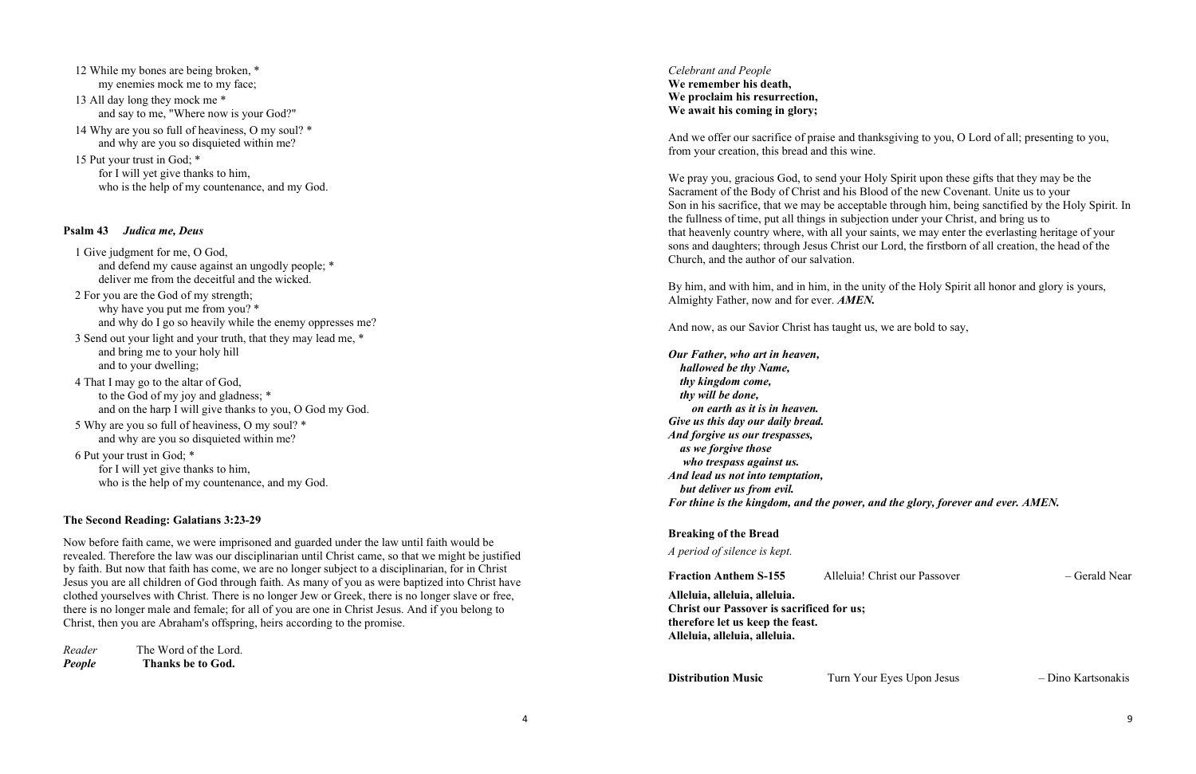12 While my bones are being broken, *
  my enemies mock me to my face;

13 All day long they mock me *
  and say to me, "Where now is your God?"

14 Why are you so full of heaviness, O my soul? *
  and why are you so disquieted within me?

15 Put your trust in God; *
  for I will yet give thanks to him,
  who is the help of my countenance, and my God.

**Psalm 43** ***Judica me, Deus***

1 Give judgment for me, O God,
  and defend my cause against an ungodly people; *
  deliver me from the deceitful and the wicked.

2 For you are the God of my strength;
  why have you put me from you? *
  and why do I go so heavily while the enemy oppresses me?

3 Send out your light and your truth, that they may lead me, *
  and bring me to your holy hill
  and to your dwelling;

4 That I may go to the altar of God,
  to the God of my joy and gladness; *
  and on the harp I will give thanks to you, O God my God.

5 Why are you so full of heaviness, O my soul? *
  and why are you so disquieted within me?

6 Put your trust in God; *
  for I will yet give thanks to him,
  who is the help of my countenance, and my God.

**The Second Reading: Galatians 3:23-29**

Now before faith came, we were imprisoned and guarded under the law until faith would be revealed. Therefore the law was our disciplinarian until Christ came, so that we might be justified by faith. But now that faith has come, we are no longer subject to a disciplinarian, for in Christ Jesus you are all children of God through faith. As many of you as were baptized into Christ have clothed yourselves with Christ. There is no longer Jew or Greek, there is no longer slave or free, there is no longer male and female; for all of you are one in Christ Jesus. And if you belong to Christ, then you are Abraham's offspring, heirs according to the promise.

*Reader* The Word of the Lord.
***People*** **Thanks be to God.**

*Celebrant and People*
**We remember his death,**
**We proclaim his resurrection,**
**We await his coming in glory;**

And we offer our sacrifice of praise and thanksgiving to you, O Lord of all; presenting to you, from your creation, this bread and this wine.

We pray you, gracious God, to send your Holy Spirit upon these gifts that they may be the Sacrament of the Body of Christ and his Blood of the new Covenant. Unite us to your Son in his sacrifice, that we may be acceptable through him, being sanctified by the Holy Spirit. In the fullness of time, put all things in subjection under your Christ, and bring us to that heavenly country where, with all your saints, we may enter the everlasting heritage of your sons and daughters; through Jesus Christ our Lord, the firstborn of all creation, the head of the Church, and the author of our salvation.

By him, and with him, and in him, in the unity of the Holy Spirit all honor and glory is yours, Almighty Father, now and for ever. ***AMEN.***

And now, as our Savior Christ has taught us, we are bold to say,

***Our Father, who art in heaven,***
  ***hallowed be thy Name,***
  ***thy kingdom come,***
  ***thy will be done,***
    ***on earth as it is in heaven.***
***Give us this day our daily bread.***
***And forgive us our trespasses,***
  ***as we forgive those***
  ***who trespass against us.***
***And lead us not into temptation,***
  ***but deliver us from evil.***
***For thine is the kingdom, and the power, and the glory, forever and ever. AMEN.***

**Breaking of the Bread**

*A period of silence is kept.*

**Fraction Anthem S-155** Alleluia! Christ our Passover – Gerald Near

**Alleluia, alleluia, alleluia.**
**Christ our Passover is sacrificed for us;**
**therefore let us keep the feast.**
**Alleluia, alleluia, alleluia.**

**Distribution Music** Turn Your Eyes Upon Jesus – Dino Kartsonakis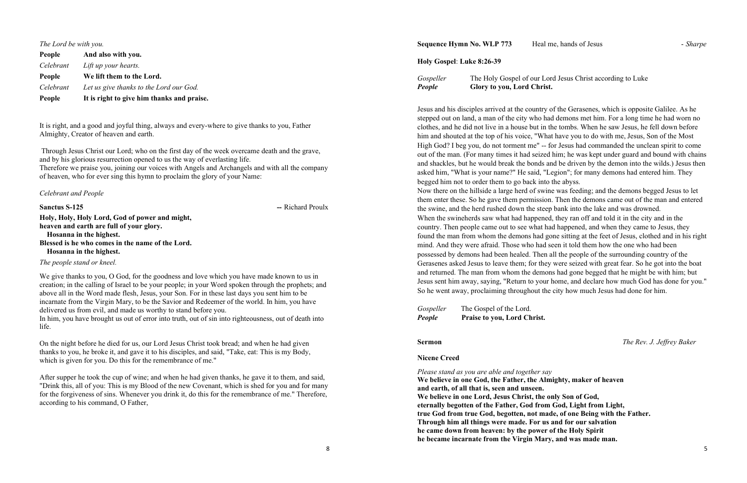*The Lord be with you.*

**People** **And also with you.**

*Celebrant* *Lift up your hearts.*

**People** **We lift them to the Lord.**

*Celebrant* *Let us give thanks to the Lord our God.*

**People** **It is right to give him thanks and praise.**

It is right, and a good and joyful thing, always and every-where to give thanks to you, Father Almighty, Creator of heaven and earth.

Through Jesus Christ our Lord; who on the first day of the week overcame death and the grave, and by his glorious resurrection opened to us the way of everlasting life.
Therefore we praise you, joining our voices with Angels and Archangels and with all the company of heaven, who for ever sing this hymn to proclaim the glory of your Name:

*Celebrant and People*

**Sanctus S-125** -- Richard Proulx

**Holy, Holy, Holy Lord, God of power and might,**
**heaven and earth are full of your glory.**
**Hosanna in the highest.**
**Blessed is he who comes in the name of the Lord.**
**Hosanna in the highest.**

*The people stand or kneel.*

We give thanks to you, O God, for the goodness and love which you have made known to us in creation; in the calling of Israel to be your people; in your Word spoken through the prophets; and above all in the Word made flesh, Jesus, your Son. For in these last days you sent him to be incarnate from the Virgin Mary, to be the Savior and Redeemer of the world. In him, you have delivered us from evil, and made us worthy to stand before you.
In him, you have brought us out of error into truth, out of sin into righteousness, out of death into life.

On the night before he died for us, our Lord Jesus Christ took bread; and when he had given thanks to you, he broke it, and gave it to his disciples, and said, "Take, eat: This is my Body, which is given for you. Do this for the remembrance of me."

After supper he took the cup of wine; and when he had given thanks, he gave it to them, and said, "Drink this, all of you: This is my Blood of the new Covenant, which is shed for you and for many for the forgiveness of sins. Whenever you drink it, do this for the remembrance of me." Therefore, according to his command, O Father,

**Sequence Hymn No. WLP 773** Heal me, hands of Jesus - *Sharpe*

**Holy Gospel**: **Luke 8:26-39**

*Gospeller* The Holy Gospel of our Lord Jesus Christ according to Luke
***People*** **Glory to you, Lord Christ.**

Jesus and his disciples arrived at the country of the Gerasenes, which is opposite Galilee. As he stepped out on land, a man of the city who had demons met him. For a long time he had worn no clothes, and he did not live in a house but in the tombs. When he saw Jesus, he fell down before him and shouted at the top of his voice, "What have you to do with me, Jesus, Son of the Most High God? I beg you, do not torment me" -- for Jesus had commanded the unclean spirit to come out of the man. (For many times it had seized him; he was kept under guard and bound with chains and shackles, but he would break the bonds and be driven by the demon into the wilds.) Jesus then asked him, "What is your name?" He said, "Legion"; for many demons had entered him. They begged him not to order them to go back into the abyss.
Now there on the hillside a large herd of swine was feeding; and the demons begged Jesus to let them enter these. So he gave them permission. Then the demons came out of the man and entered the swine, and the herd rushed down the steep bank into the lake and was drowned.
When the swineherds saw what had happened, they ran off and told it in the city and in the country. Then people came out to see what had happened, and when they came to Jesus, they found the man from whom the demons had gone sitting at the feet of Jesus, clothed and in his right mind. And they were afraid. Those who had seen it told them how the one who had been possessed by demons had been healed. Then all the people of the surrounding country of the Gerasenes asked Jesus to leave them; for they were seized with great fear. So he got into the boat and returned. The man from whom the demons had gone begged that he might be with him; but Jesus sent him away, saying, "Return to your home, and declare how much God has done for you." So he went away, proclaiming throughout the city how much Jesus had done for him.

*Gospeller* The Gospel of the Lord.
***People*** **Praise to you, Lord Christ.**

**Sermon** *The Rev. J. Jeffrey Baker*

**Nicene Creed**

*Please stand as you are able and together say*
**We believe in one God, the Father, the Almighty, maker of heaven and earth, of all that is, seen and unseen.**
**We believe in one Lord, Jesus Christ, the only Son of God, eternally begotten of the Father, God from God, Light from Light, true God from true God, begotten, not made, of one Being with the Father.**
**Through him all things were made. For us and for our salvation he came down from heaven: by the power of the Holy Spirit he became incarnate from the Virgin Mary, and was made man.**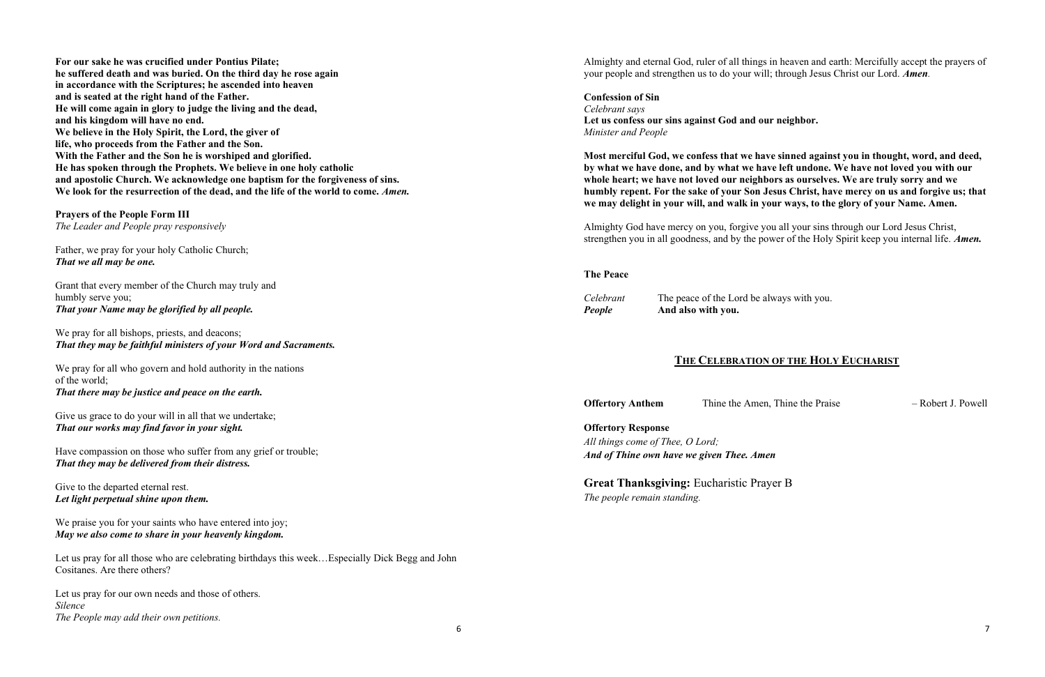**For our sake he was crucified under Pontius Pilate;**
**he suffered death and was buried. On the third day he rose again**
**in accordance with the Scriptures; he ascended into heaven**
**and is seated at the right hand of the Father.**
**He will come again in glory to judge the living and the dead,**
**and his kingdom will have no end.**
**We believe in the Holy Spirit, the Lord, the giver of**
**life, who proceeds from the Father and the Son.**
**With the Father and the Son he is worshiped and glorified.**
**He has spoken through the Prophets. We believe in one holy catholic**
**and apostolic Church. We acknowledge one baptism for the forgiveness of sins.**
**We look for the resurrection of the dead, and the life of the world to come.** ***Amen.***

**Prayers of the People Form III**
*The Leader and People pray responsively*

Father, we pray for your holy Catholic Church;
***That we all may be one.***

Grant that every member of the Church may truly and
humbly serve you;
***That your Name may be glorified by all people.***

We pray for all bishops, priests, and deacons;
***That they may be faithful ministers of your Word and Sacraments.***

We pray for all who govern and hold authority in the nations
of the world;
***That there may be justice and peace on the earth.***

Give us grace to do your will in all that we undertake;
***That our works may find favor in your sight.***

Have compassion on those who suffer from any grief or trouble;
***That they may be delivered from their distress.***

Give to the departed eternal rest.
***Let light perpetual shine upon them.***

We praise you for your saints who have entered into joy;
***May we also come to share in your heavenly kingdom.***

Let us pray for all those who are celebrating birthdays this week…Especially Dick Begg and John Cositanes. Are there others?

Let us pray for our own needs and those of others.
*Silence*
*The People may add their own petitions.*

Almighty and eternal God, ruler of all things in heaven and earth: Mercifully accept the prayers of your people and strengthen us to do your will; through Jesus Christ our Lord. ***Amen***.

**Confession of Sin**
*Celebrant says*
**Let us confess our sins against God and our neighbor.**
*Minister and People*

**Most merciful God, we confess that we have sinned against you in thought, word, and deed, by what we have done, and by what we have left undone. We have not loved you with our whole heart; we have not loved our neighbors as ourselves. We are truly sorry and we humbly repent. For the sake of your Son Jesus Christ, have mercy on us and forgive us; that we may delight in your will, and walk in your ways, to the glory of your Name. Amen.**

Almighty God have mercy on you, forgive you all your sins through our Lord Jesus Christ, strengthen you in all goodness, and by the power of the Holy Spirit keep you internal life. ***Amen.***

**The Peace**

*Celebrant* The peace of the Lord be always with you.
***People*** **And also with you.**

## THE CELEBRATION OF THE HOLY EUCHARIST

**Offertory Anthem** Thine the Amen, Thine the Praise – Robert J. Powell

**Offertory Response**
*All things come of Thee, O Lord;*
***And of Thine own have we given Thee. Amen***

**Great Thanksgiving:** Eucharistic Prayer B
*The people remain standing.*